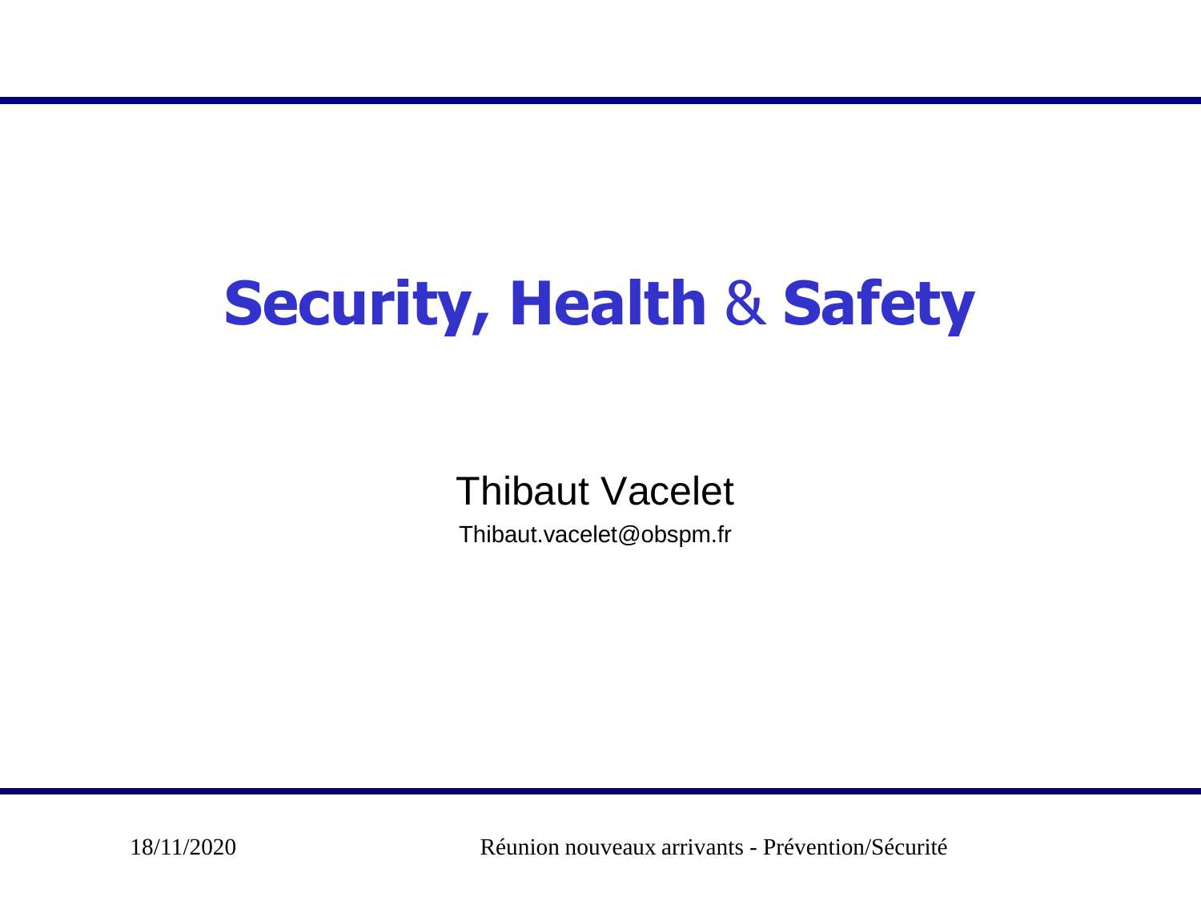# Security, Health & Safety

Thibaut Vacelet

Thibaut.vacelet@obspm.fr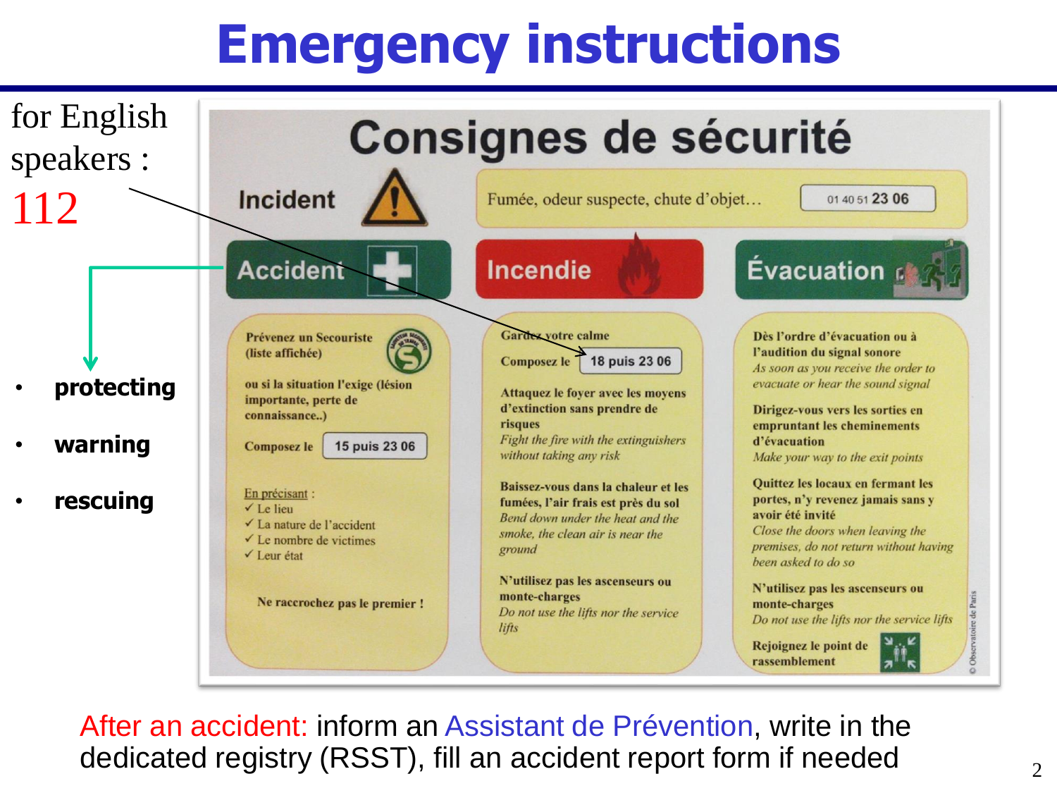# Emergency instructions

for English speakers :
112

- **protecting**
- **warning**
- **rescuing**

## Consignes de sécurité

**Incident** — Fumée, odeur suspecte, chute d'objet… 01 40 51 23 06

### Accident

Prévenez un Secouriste (liste affichée)

ou si la situation l'exige (lésion importante, perte de connaissance..)

Composez le **15 puis 23 06**

En précisant :
- ✓ Le lieu
- ✓ La nature de l'accident
- ✓ Le nombre de victimes
- ✓ Leur état

Ne raccrochez pas le premier !

### Incendie

Gardez votre calme

Composez le **18 puis 23 06**

Attaquez le foyer avec les moyens d'extinction sans prendre de risques
*Fight the fire with the extinguishers without taking any risk*

Baissez-vous dans la chaleur et les fumées, l'air frais est près du sol
*Bend down under the heat and the smoke, the clean air is near the ground*

N'utilisez pas les ascenseurs ou monte-charges
*Do not use the lifts nor the service lifts*

### Évacuation

Dès l'ordre d'évacuation ou à l'audition du signal sonore
*As soon as you receive the order to evacuate or hear the sound signal*

Dirigez-vous vers les sorties en empruntant les cheminements d'évacuation
*Make your way to the exit points*

Quittez les locaux en fermant les portes, n'y revenez jamais sans y avoir été invité
*Close the doors when leaving the premises, do not return without having been asked to do so*

N'utilisez pas les ascenseurs ou monte-charges
*Do not use the lifts nor the service lifts*

Rejoignez le point de rassemblement

© Observatoire de Paris

After an accident: inform an Assistant de Prévention, write in the dedicated registry (RSST), fill an accident report form if needed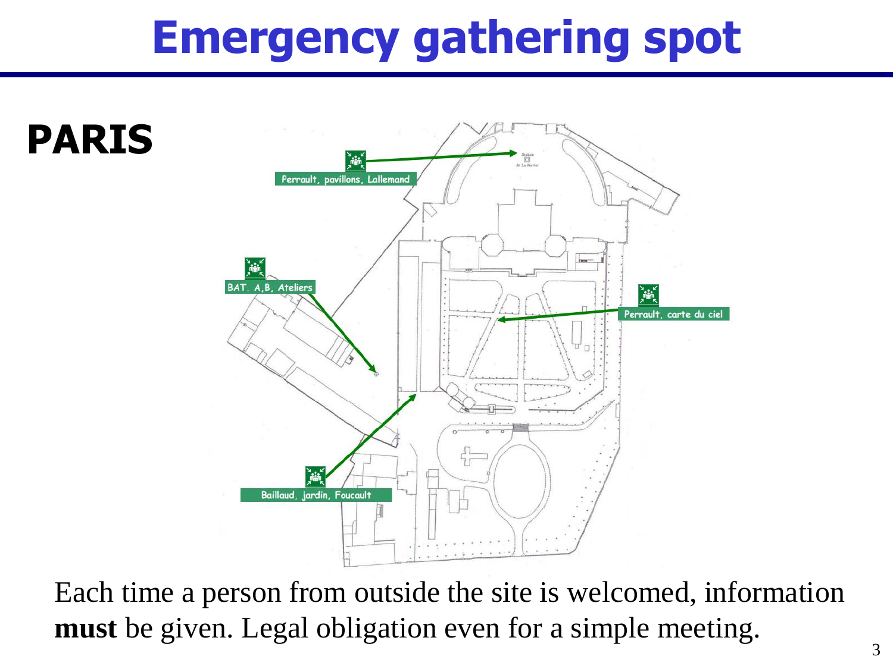# Emergency gathering spot

## PARIS

- Perrault, pavillons, Lallemand
- BAT. A,B, Ateliers
- Perrault, carte du ciel
- Baillaud, jardin, Foucault

Each time a person from outside the site is welcomed, information **must** be given. Legal obligation even for a simple meeting.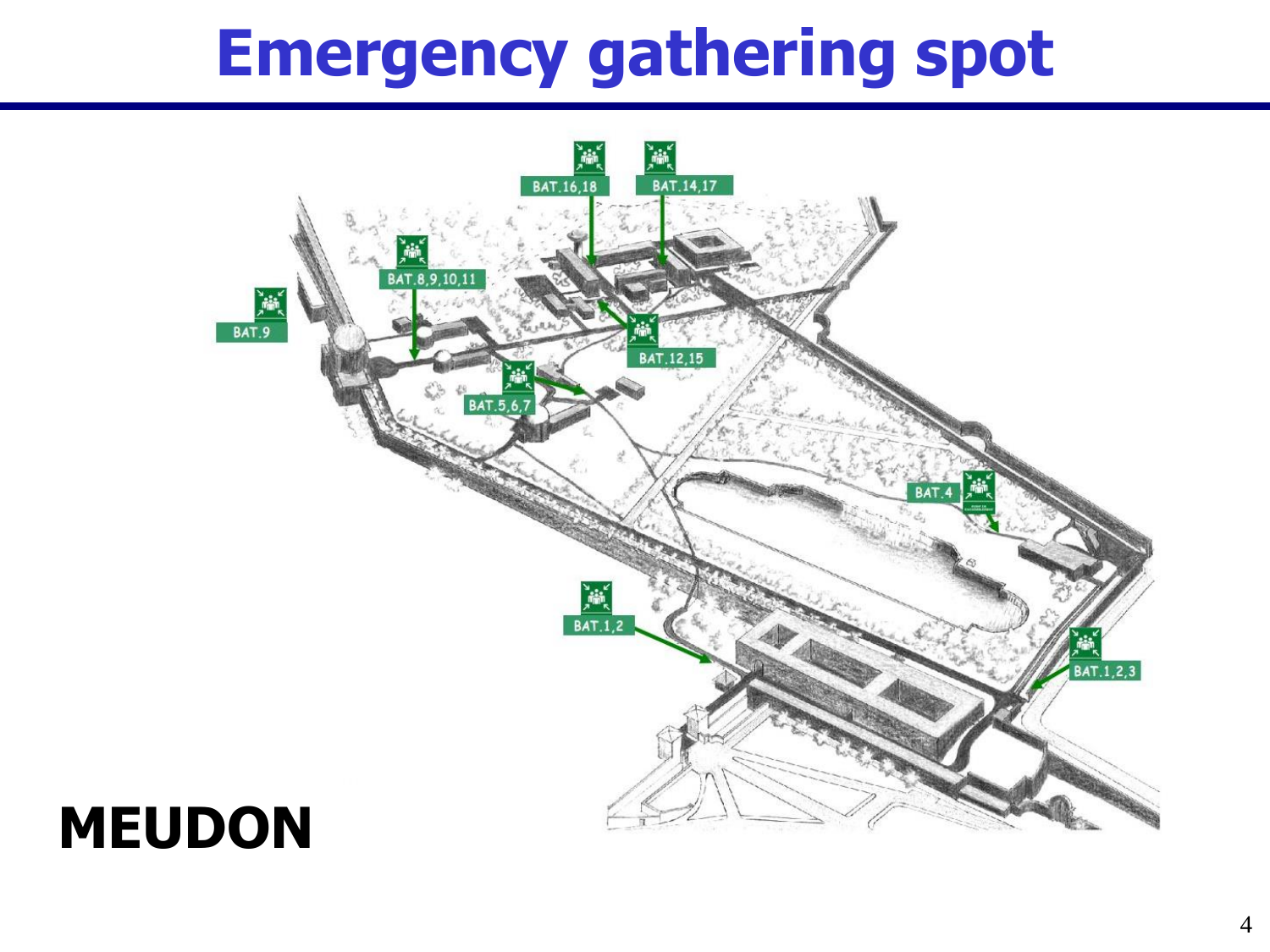# Emergency gathering spot

BAT.16,18

BAT.14,17

BAT.8,9,10,11

BAT.9

BAT.12,15

BAT.5,6,7

BAT.4

BAT.1,2

BAT.1,2,3

**MEUDON**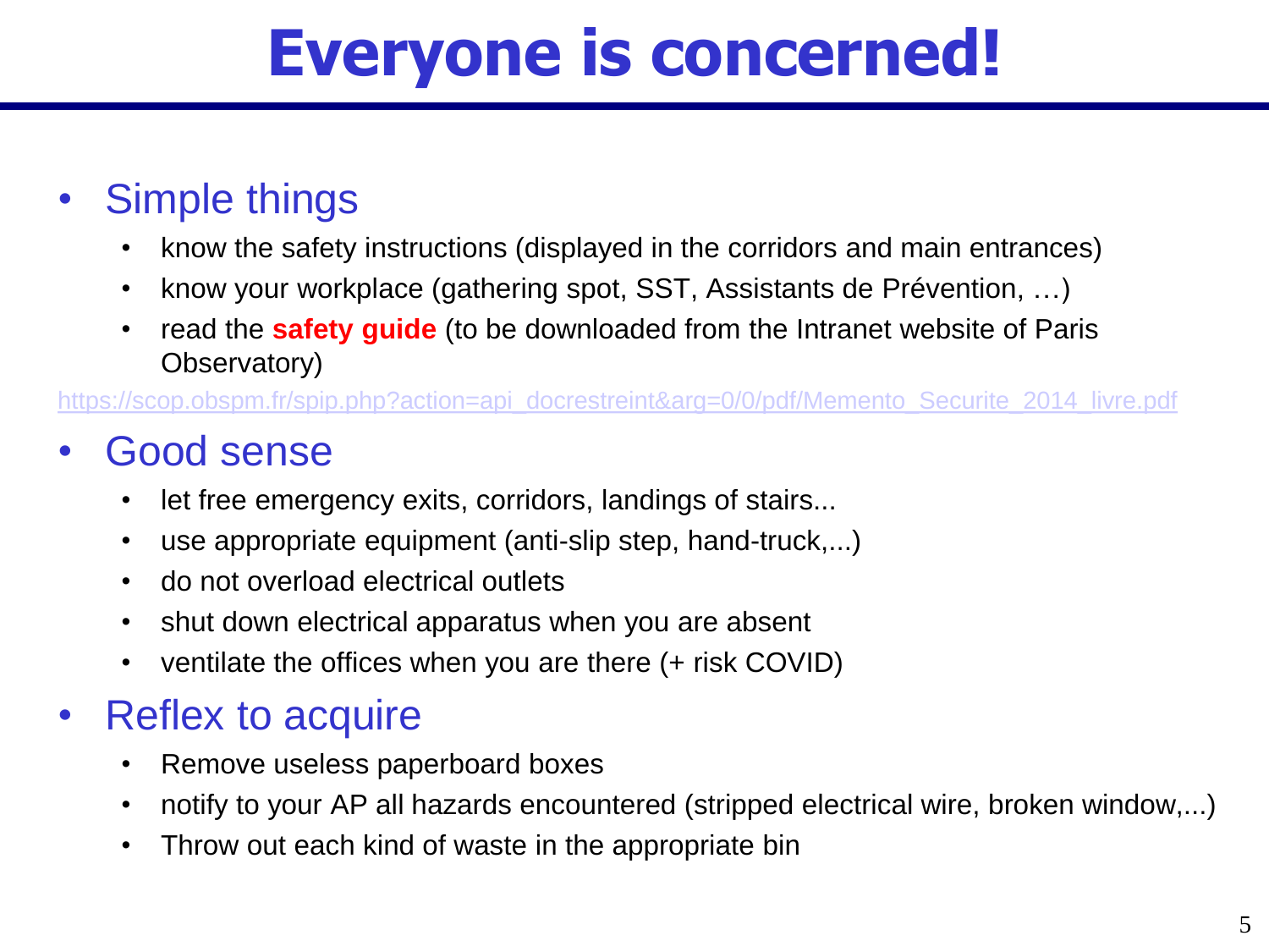# Everyone is concerned!

- Simple things
  - know the safety instructions (displayed in the corridors and main entrances)
  - know your workplace (gathering spot, SST, Assistants de Prévention, …)
  - read the **safety guide** (to be downloaded from the Intranet website of Paris Observatory)

https://scop.obspm.fr/spip.php?action=api_docrestreint&arg=0/0/pdf/Memento_Securite_2014_livre.pdf

- Good sense
  - let free emergency exits, corridors, landings of stairs...
  - use appropriate equipment (anti-slip step, hand-truck,...)
  - do not overload electrical outlets
  - shut down electrical apparatus when you are absent
  - ventilate the offices when you are there (+ risk COVID)
- Reflex to acquire
  - Remove useless paperboard boxes
  - notify to your AP all hazards encountered (stripped electrical wire, broken window,...)
  - Throw out each kind of waste in the appropriate bin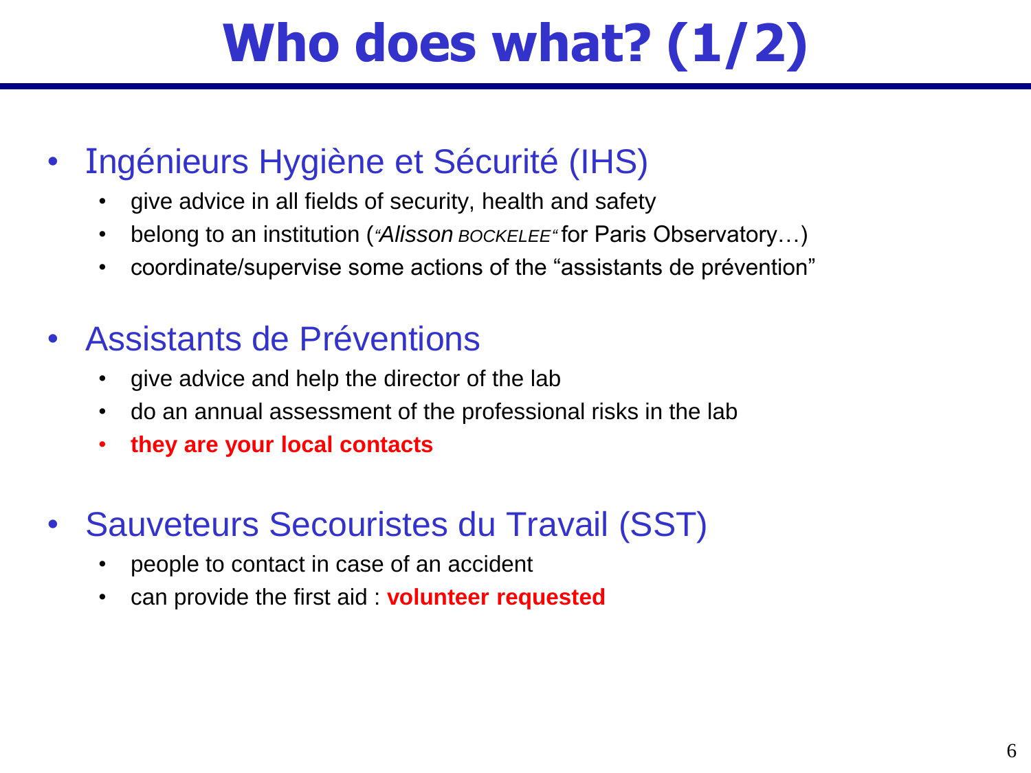# Who does what? (1/2)

- Ingénieurs Hygiène et Sécurité (IHS)
  - give advice in all fields of security, health and safety
  - belong to an institution (*"Alisson BOCKELEE"* for Paris Observatory…)
  - coordinate/supervise some actions of the "assistants de prévention"

- Assistants de Préventions
  - give advice and help the director of the lab
  - do an annual assessment of the professional risks in the lab
  - **they are your local contacts**

- Sauveteurs Secouristes du Travail (SST)
  - people to contact in case of an accident
  - can provide the first aid : **volunteer requested**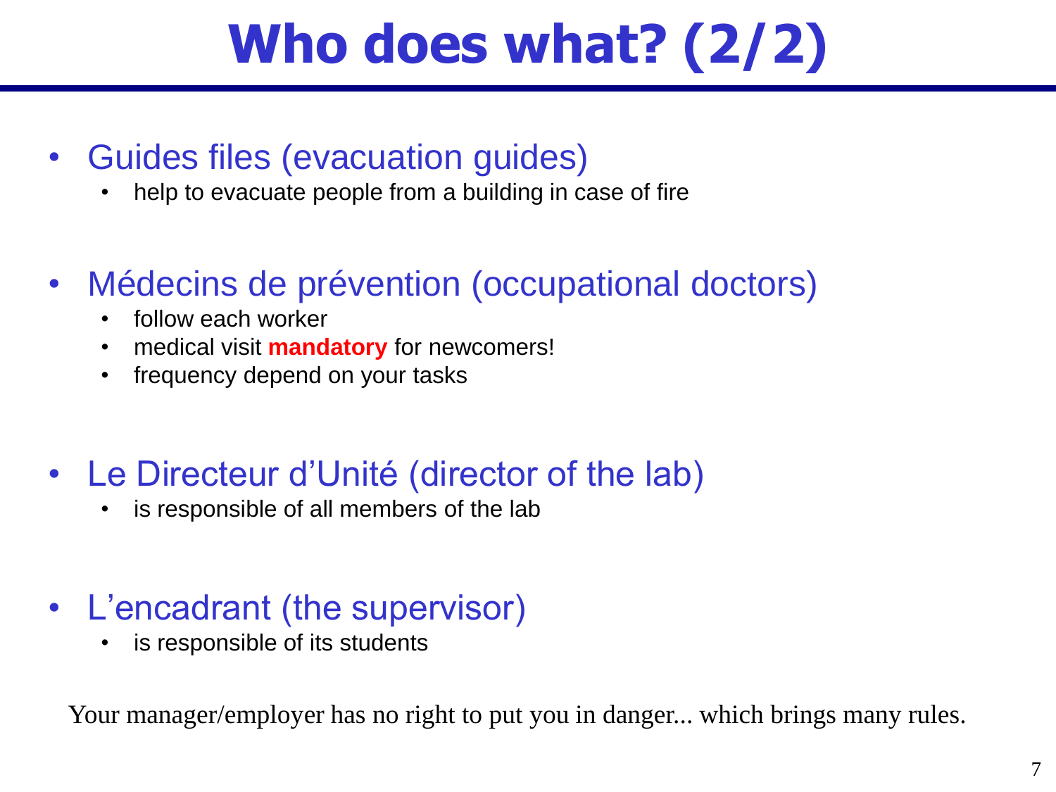# Who does what? (2/2)

- Guides files (evacuation guides)
  - help to evacuate people from a building in case of fire
- Médecins de prévention (occupational doctors)
  - follow each worker
  - medical visit **mandatory** for newcomers!
  - frequency depend on your tasks
- Le Directeur d'Unité (director of the lab)
  - is responsible of all members of the lab
- L'encadrant (the supervisor)
  - is responsible of its students

Your manager/employer has no right to put you in danger... which brings many rules.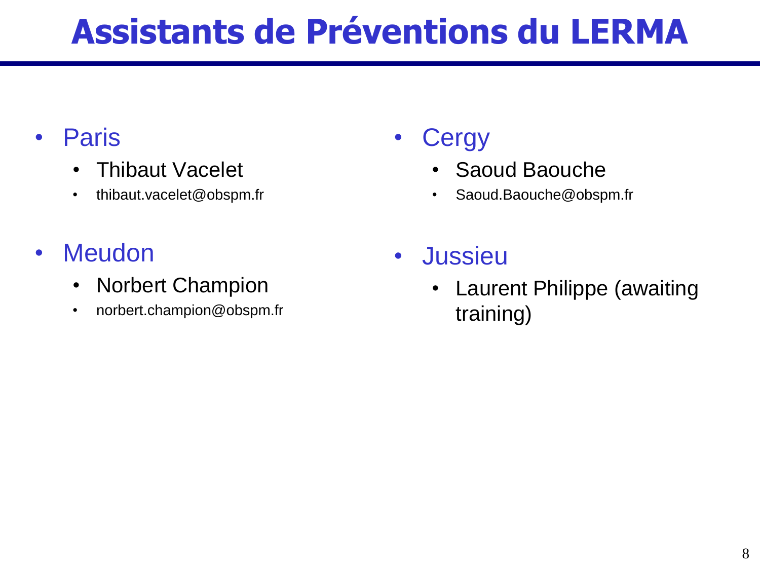# Assistants de Préventions du LERMA

- Paris
  - Thibaut Vacelet
  - thibaut.vacelet@obspm.fr
- Meudon
  - Norbert Champion
  - norbert.champion@obspm.fr
- Cergy
  - Saoud Baouche
  - Saoud.Baouche@obspm.fr
- Jussieu
  - Laurent Philippe (awaiting training)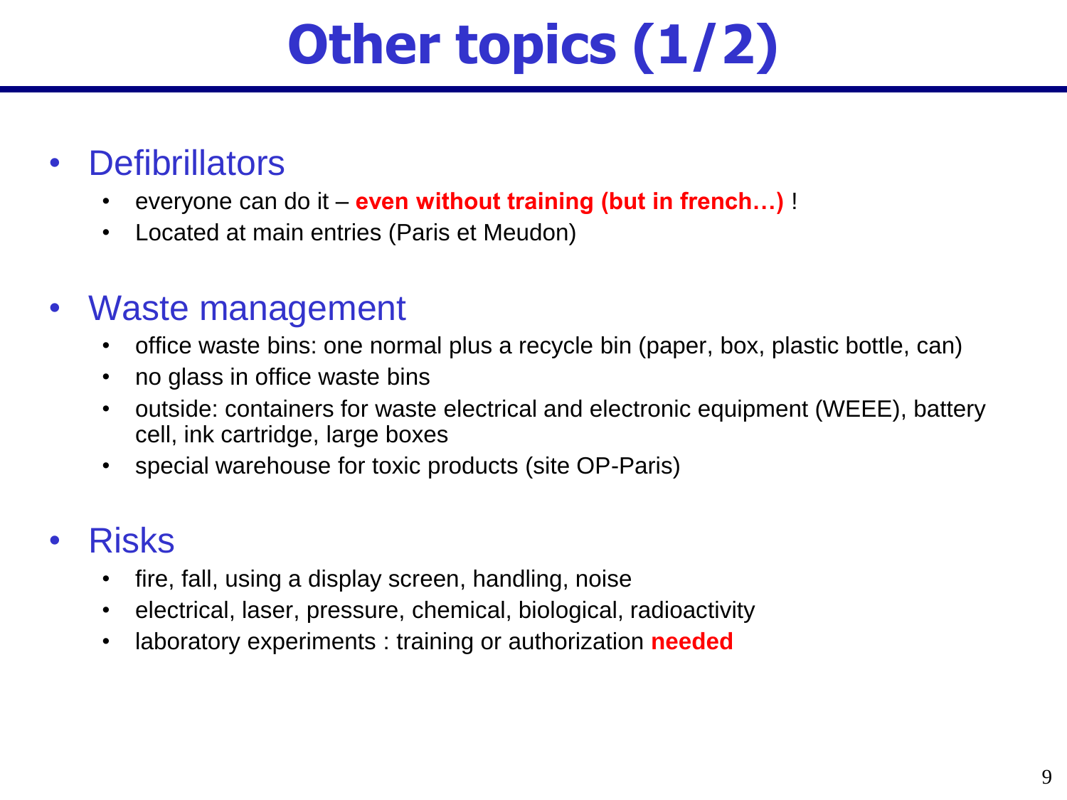# Other topics (1/2)

- Defibrillators
  - everyone can do it – **even without training (but in french…)** !
  - Located at main entries (Paris et Meudon)

- Waste management
  - office waste bins: one normal plus a recycle bin (paper, box, plastic bottle, can)
  - no glass in office waste bins
  - outside: containers for waste electrical and electronic equipment (WEEE), battery cell, ink cartridge, large boxes
  - special warehouse for toxic products (site OP-Paris)

- Risks
  - fire, fall, using a display screen, handling, noise
  - electrical, laser, pressure, chemical, biological, radioactivity
  - laboratory experiments : training or authorization **needed**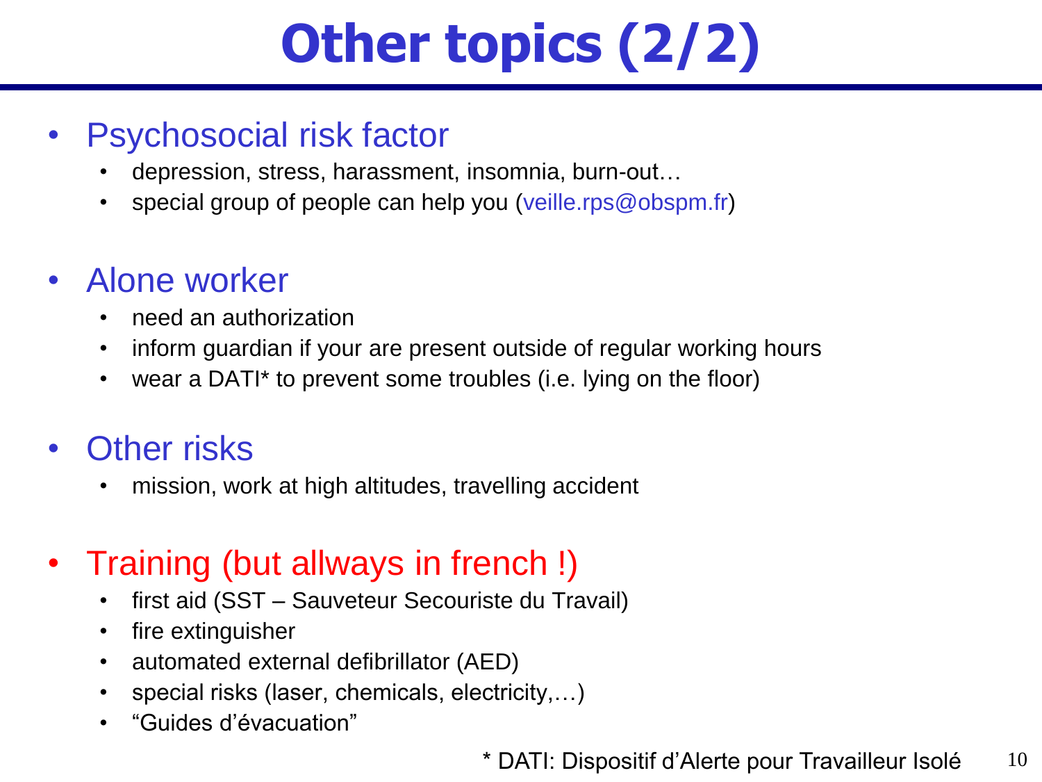# Other topics (2/2)

- Psychosocial risk factor
  - depression, stress, harassment, insomnia, burn-out…
  - special group of people can help you (veille.rps@obspm.fr)

- Alone worker
  - need an authorization
  - inform guardian if your are present outside of regular working hours
  - wear a DATI* to prevent some troubles (i.e. lying on the floor)

- Other risks
  - mission, work at high altitudes, travelling accident

- Training (but allways in french !)
  - first aid (SST – Sauveteur Secouriste du Travail)
  - fire extinguisher
  - automated external defibrillator (AED)
  - special risks (laser, chemicals, electricity,…)
  - "Guides d'évacuation"

* DATI: Dispositif d'Alerte pour Travailleur Isolé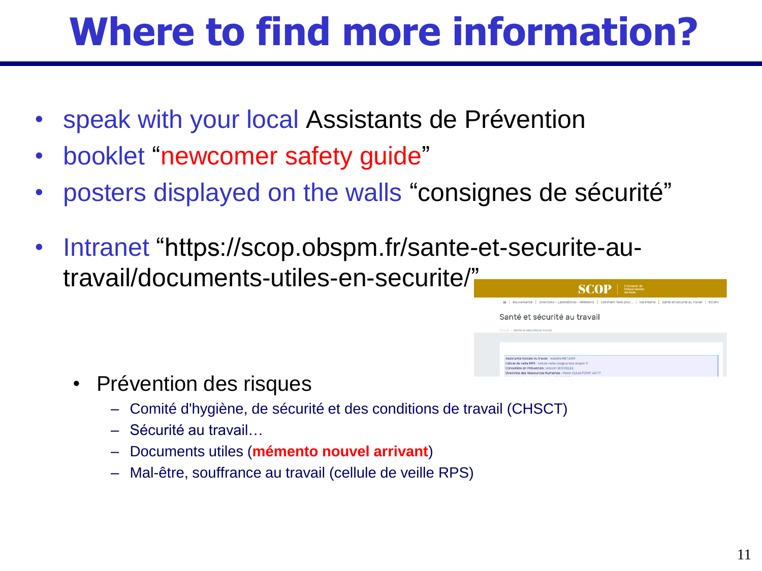# Where to find more information?

- speak with your local Assistants de Prévention
- booklet "newcomer safety guide"
- posters displayed on the walls "consignes de sécurité"

- Intranet "https://scop.obspm.fr/sante-et-securite-au-travail/documents-utiles-en-securite/"

  - Prévention des risques
    - Comité d'hygiène, de sécurité et des conditions de travail (CHSCT)
    - Sécurité au travail…
    - Documents utiles (**mémento nouvel arrivant**)
    - Mal-être, souffrance au travail (cellule de veille RPS)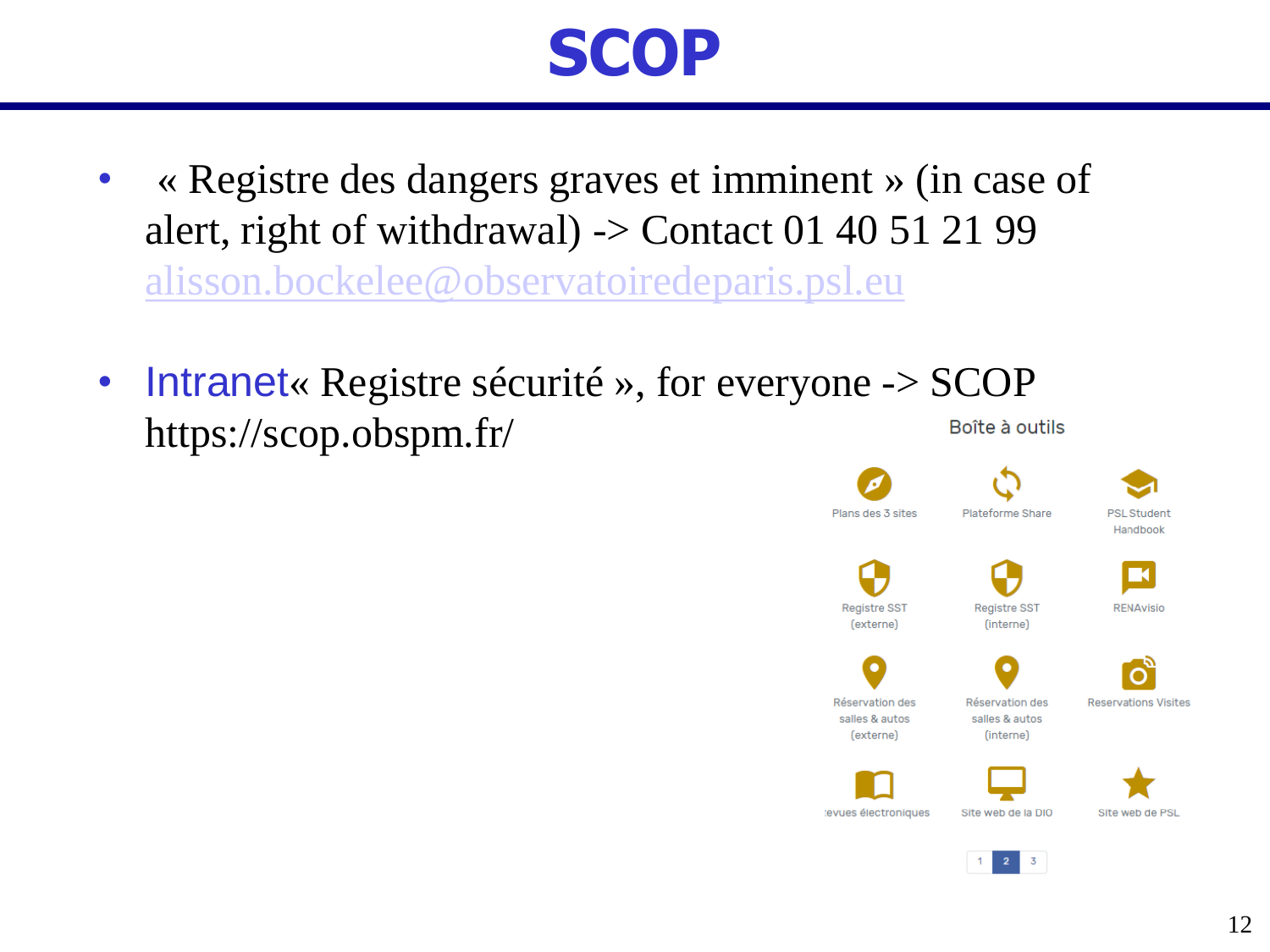# SCOP

- « Registre des dangers graves et imminent » (in case of alert, right of withdrawal) -> Contact 01 40 51 21 99 alisson.bockelee@observatoiredeparis.psl.eu

- Intranet« Registre sécurité », for everyone -> SCOP https://scop.obspm.fr/

Boîte à outils

| | | |
|---|---|---|
| Plans des 3 sites | Plateforme Share | PSL Student Handbook |
| Registre SST (externe) | Registre SST (interne) | RENAvisio |
| Réservation des salles & autos (externe) | Réservation des salles & autos (interne) | Reservations Visites |
| Revues électroniques | Site web de la DIO | Site web de PSL |

1 2 3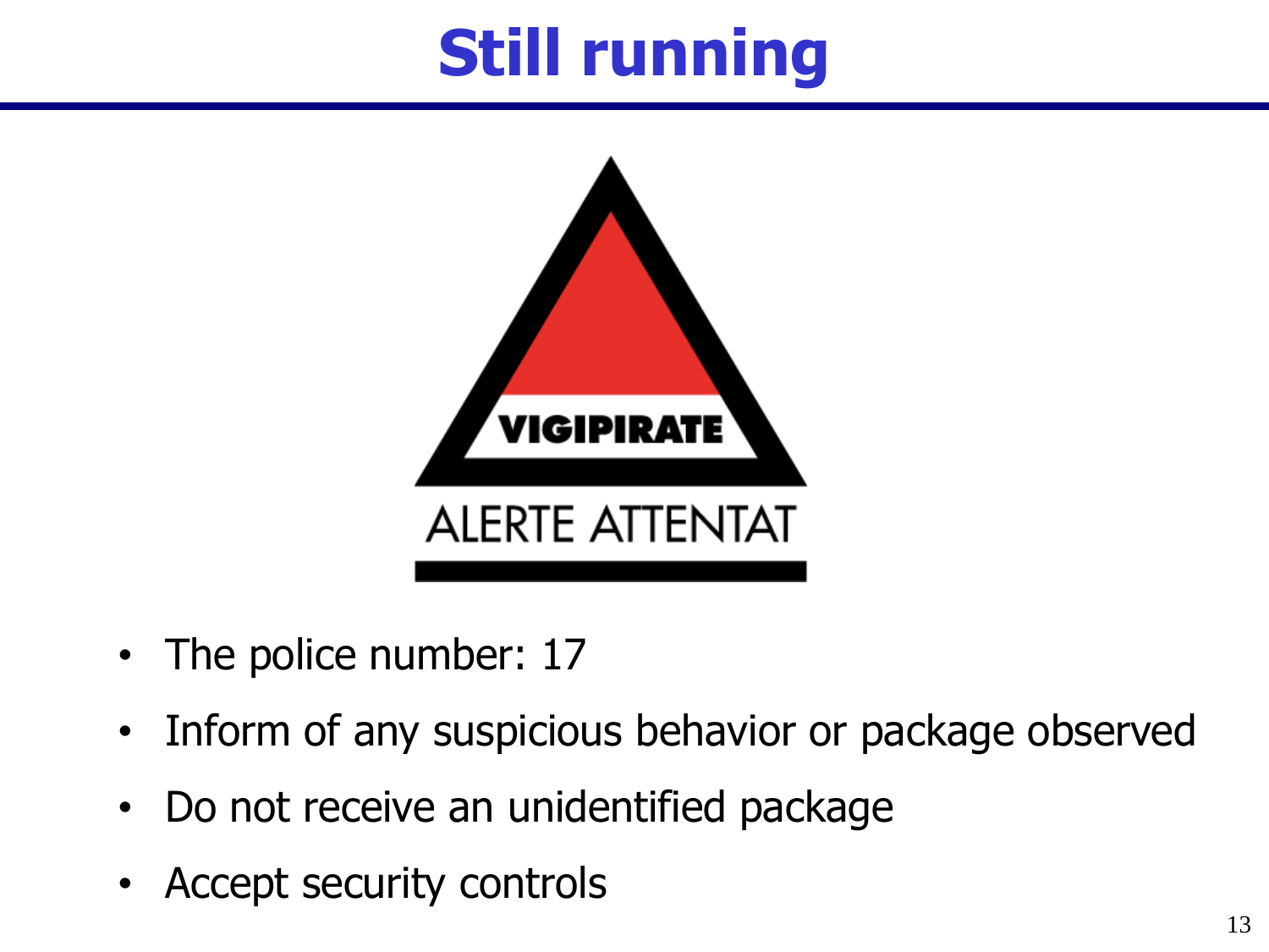# Still running

VIGIPIRATE

ALERTE ATTENTAT

- The police number: 17
- Inform of any suspicious behavior or package observed
- Do not receive an unidentified package
- Accept security controls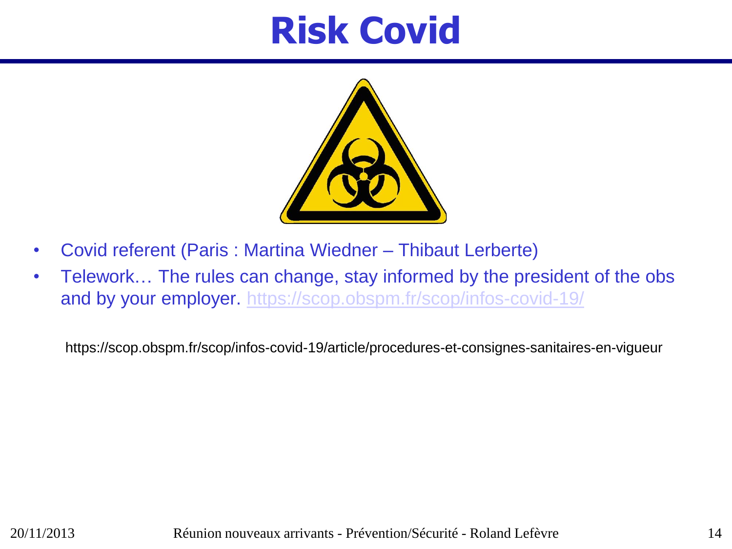# Risk Covid

- Covid referent (Paris : Martina Wiedner – Thibaut Lerberte)
- Telework… The rules can change, stay informed by the president of the obs and by your employer. https://scop.obspm.fr/scop/infos-covid-19/

https://scop.obspm.fr/scop/infos-covid-19/article/procedures-et-consignes-sanitaires-en-vigueur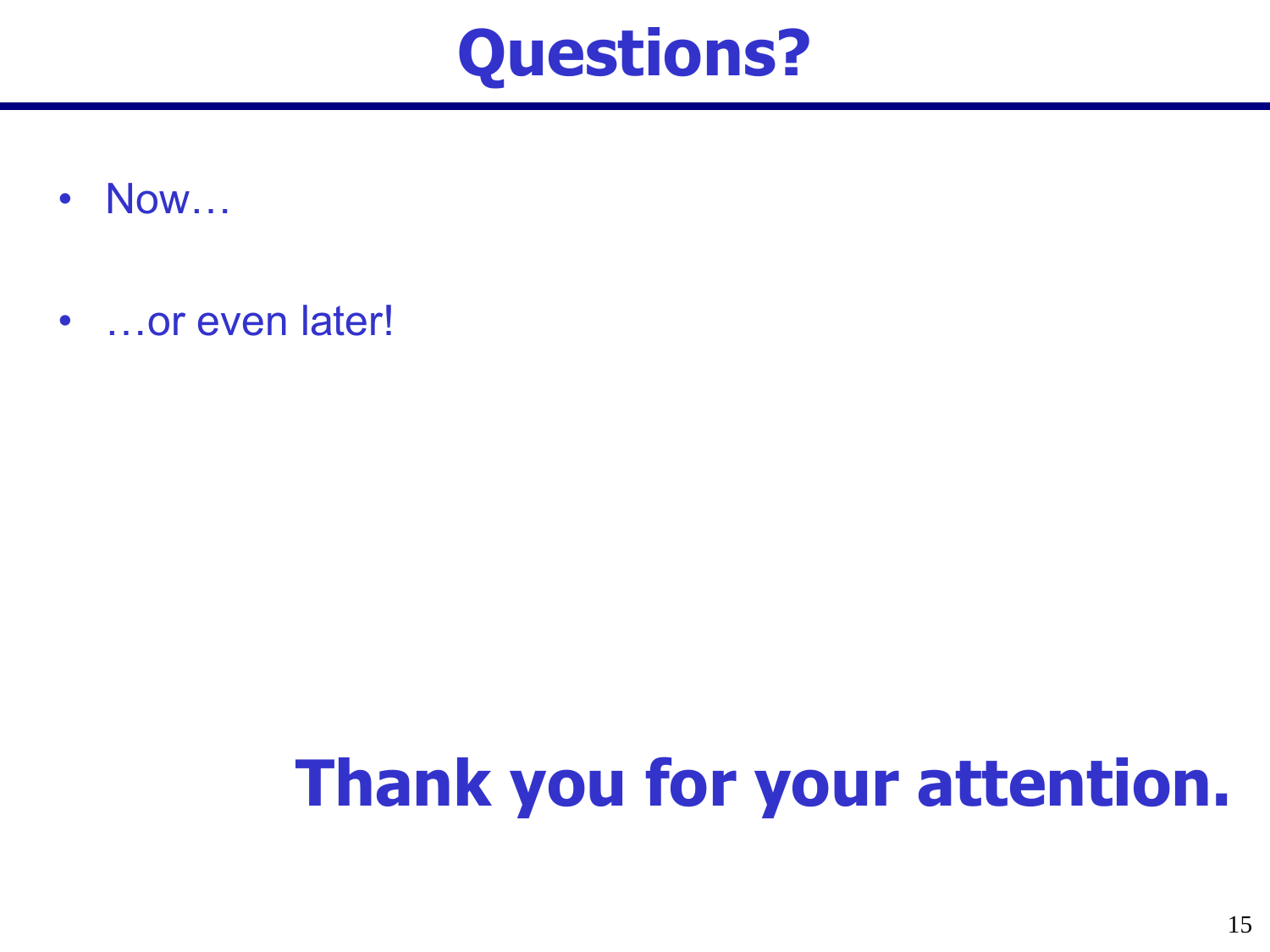# Questions?

- Now…
- …or even later!

**Thank you for your attention.**